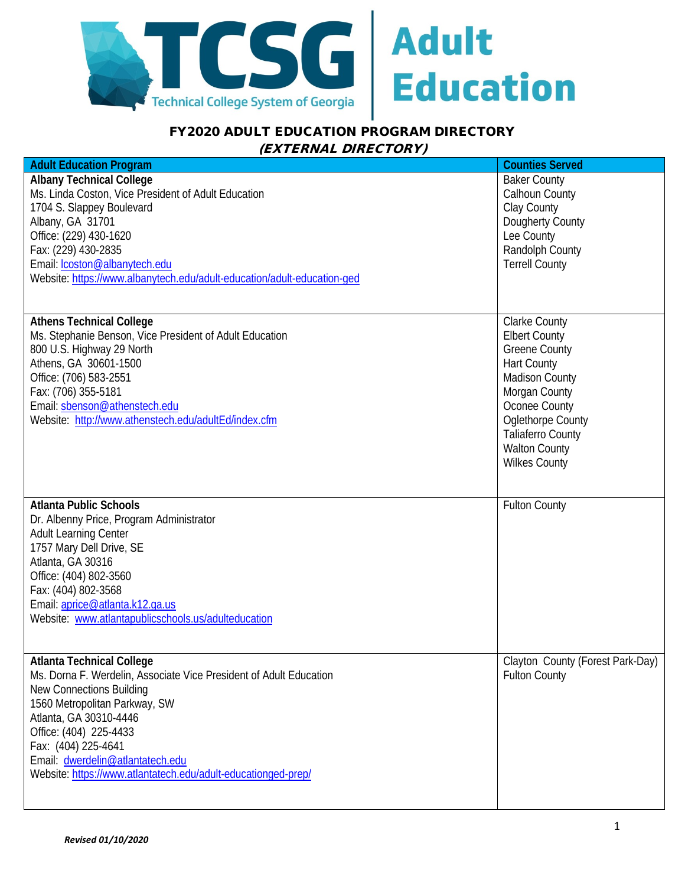TCSG Technical College System of Georgia | Adult Education

## FY2020 ADULT EDUCATION PROGRAM DIRECTORY

### *(EXTERNAL DIRECTORY)*

| Adult Education Program | Counties Served |
|---|---|
| **Albany Technical College**<br>Ms. Linda Coston, Vice President of Adult Education<br>1704 S. Slappey Boulevard<br>Albany, GA 31701<br>Office: (229) 430-1620<br>Fax: (229) 430-2835<br>Email: lcoston@albanytech.edu<br>Website: https://www.albanytech.edu/adult-education/adult-education-ged | Baker County<br>Calhoun County<br>Clay County<br>Dougherty County<br>Lee County<br>Randolph County<br>Terrell County |
| **Athens Technical College**<br>Ms. Stephanie Benson, Vice President of Adult Education<br>800 U.S. Highway 29 North<br>Athens, GA 30601-1500<br>Office: (706) 583-2551<br>Fax: (706) 355-5181<br>Email: sbenson@athenstech.edu<br>Website: http://www.athenstech.edu/adultEd/index.cfm | Clarke County<br>Elbert County<br>Greene County<br>Hart County<br>Madison County<br>Morgan County<br>Oconee County<br>Oglethorpe County<br>Taliaferro County<br>Walton County<br>Wilkes County |
| **Atlanta Public Schools**<br>Dr. Albenny Price, Program Administrator<br>Adult Learning Center<br>1757 Mary Dell Drive, SE<br>Atlanta, GA 30316<br>Office: (404) 802-3560<br>Fax: (404) 802-3568<br>Email: aprice@atlanta.k12.ga.us<br>Website: www.atlantapublicschools.us/adulteducation | Fulton County |
| **Atlanta Technical College**<br>Ms. Dorna F. Werdelin, Associate Vice President of Adult Education<br>New Connections Building<br>1560 Metropolitan Parkway, SW<br>Atlanta, GA 30310-4446<br>Office: (404) 225-4433<br>Fax: (404) 225-4641<br>Email: dwerdelin@atlantatech.edu<br>Website: https://www.atlantatech.edu/adult-educationged-prep/ | Clayton County (Forest Park-Day)<br>Fulton County |

*Revised 01/10/2020*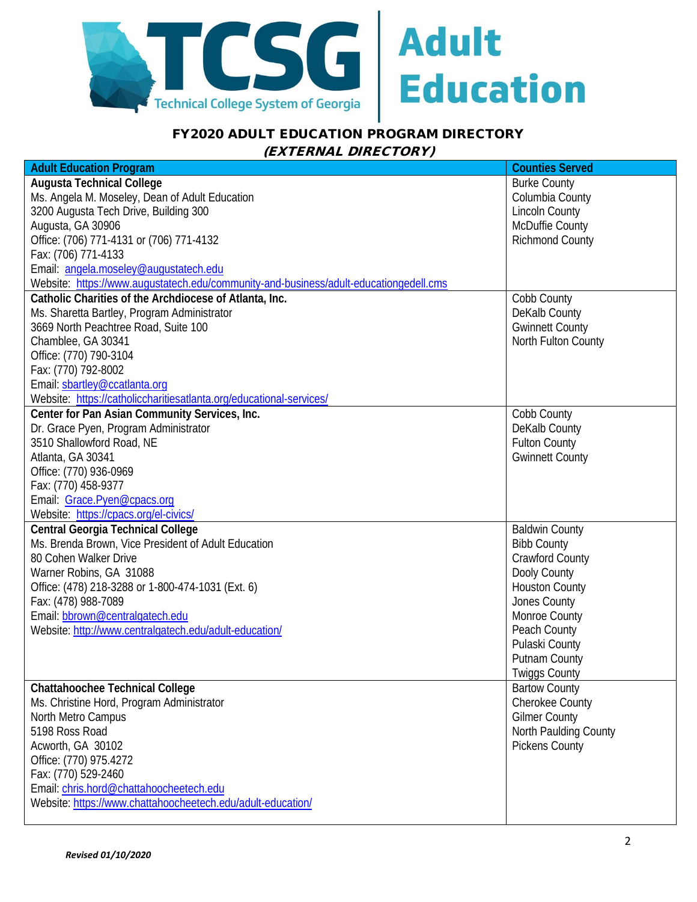# TCSG Adult Education

Technical College System of Georgia

## FY2020 ADULT EDUCATION PROGRAM DIRECTORY

### *(EXTERNAL DIRECTORY)*

| Adult Education Program | Counties Served |
|---|---|
| **Augusta Technical College**<br>Ms. Angela M. Moseley, Dean of Adult Education<br>3200 Augusta Tech Drive, Building 300<br>Augusta, GA 30906<br>Office: (706) 771-4131 or (706) 771-4132<br>Fax: (706) 771-4133<br>Email: angela.moseley@augustatech.edu<br>Website: https://www.augustatech.edu/community-and-business/adult-educationgedell.cms | Burke County<br>Columbia County<br>Lincoln County<br>McDuffie County<br>Richmond County |
| **Catholic Charities of the Archdiocese of Atlanta, Inc.**<br>Ms. Sharetta Bartley, Program Administrator<br>3669 North Peachtree Road, Suite 100<br>Chamblee, GA 30341<br>Office: (770) 790-3104<br>Fax: (770) 792-8002<br>Email: sbartley@ccatlanta.org<br>Website: https://catholiccharitiesatlanta.org/educational-services/ | Cobb County<br>DeKalb County<br>Gwinnett County<br>North Fulton County |
| **Center for Pan Asian Community Services, Inc.**<br>Dr. Grace Pyen, Program Administrator<br>3510 Shallowford Road, NE<br>Atlanta, GA 30341<br>Office: (770) 936-0969<br>Fax: (770) 458-9377<br>Email: Grace.Pyen@cpacs.org<br>Website: https://cpacs.org/el-civics/ | Cobb County<br>DeKalb County<br>Fulton County<br>Gwinnett County |
| **Central Georgia Technical College**<br>Ms. Brenda Brown, Vice President of Adult Education<br>80 Cohen Walker Drive<br>Warner Robins, GA 31088<br>Office: (478) 218-3288 or 1-800-474-1031 (Ext. 6)<br>Fax: (478) 988-7089<br>Email: bbrown@centralgatech.edu<br>Website: http://www.centralgatech.edu/adult-education/ | Baldwin County<br>Bibb County<br>Crawford County<br>Dooly County<br>Houston County<br>Jones County<br>Monroe County<br>Peach County<br>Pulaski County<br>Putnam County<br>Twiggs County |
| **Chattahoochee Technical College**<br>Ms. Christine Hord, Program Administrator<br>North Metro Campus<br>5198 Ross Road<br>Acworth, GA 30102<br>Office: (770) 975.4272<br>Fax: (770) 529-2460<br>Email: chris.hord@chattahoocheetech.edu<br>Website: https://www.chattahoocheetech.edu/adult-education/ | Bartow County<br>Cherokee County<br>Gilmer County<br>North Paulding County<br>Pickens County |

*Revised 01/10/2020*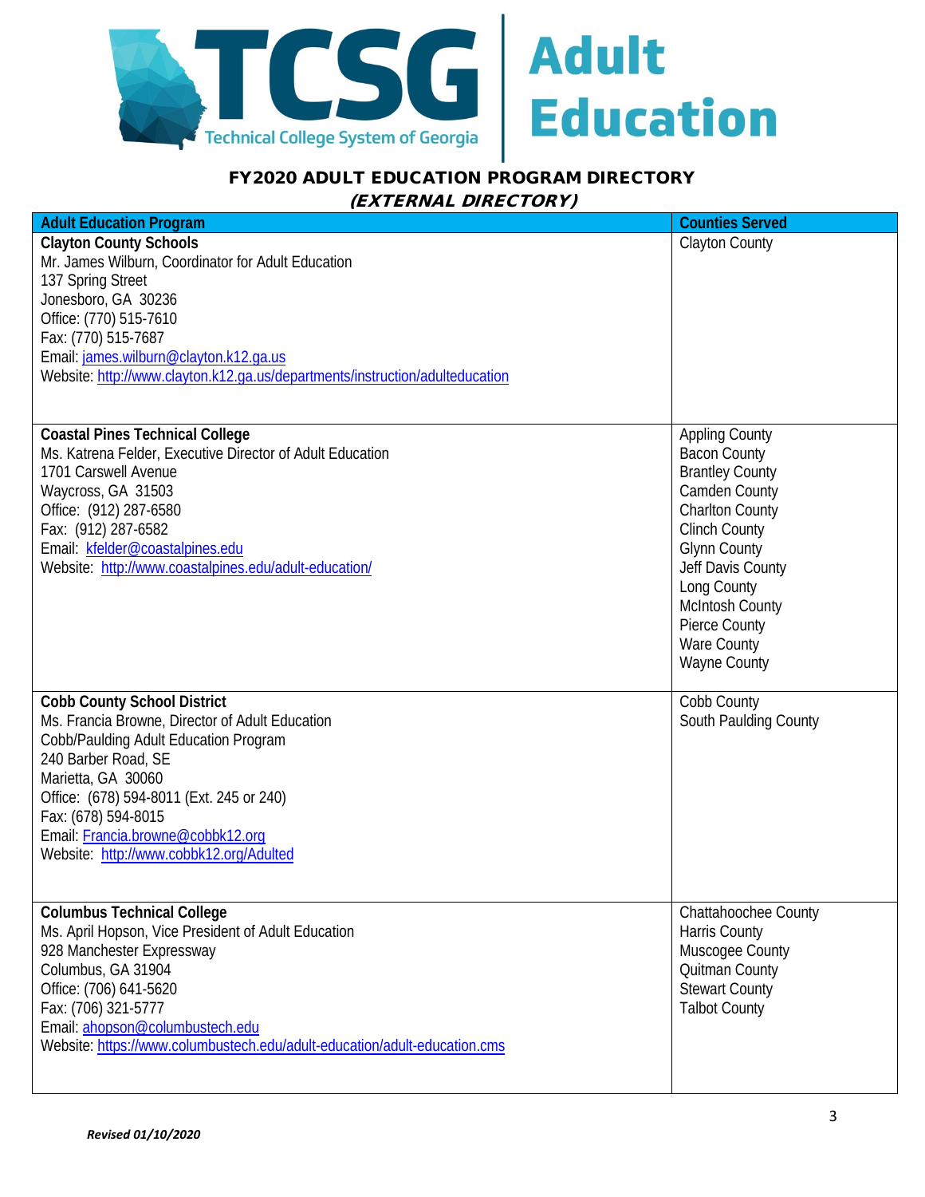# TCSG Adult Education

Technical College System of Georgia

## FY2020 ADULT EDUCATION PROGRAM DIRECTORY

### *(EXTERNAL DIRECTORY)*

| Adult Education Program | Counties Served |
|---|---|
| **Clayton County Schools**<br>Mr. James Wilburn, Coordinator for Adult Education<br>137 Spring Street<br>Jonesboro, GA 30236<br>Office: (770) 515-7610<br>Fax: (770) 515-7687<br>Email: james.wilburn@clayton.k12.ga.us<br>Website: http://www.clayton.k12.ga.us/departments/instruction/adulteducation | Clayton County |
| **Coastal Pines Technical College**<br>Ms. Katrena Felder, Executive Director of Adult Education<br>1701 Carswell Avenue<br>Waycross, GA 31503<br>Office: (912) 287-6580<br>Fax: (912) 287-6582<br>Email: kfelder@coastalpines.edu<br>Website: http://www.coastalpines.edu/adult-education/ | Appling County<br>Bacon County<br>Brantley County<br>Camden County<br>Charlton County<br>Clinch County<br>Glynn County<br>Jeff Davis County<br>Long County<br>McIntosh County<br>Pierce County<br>Ware County<br>Wayne County |
| **Cobb County School District**<br>Ms. Francia Browne, Director of Adult Education<br>Cobb/Paulding Adult Education Program<br>240 Barber Road, SE<br>Marietta, GA 30060<br>Office: (678) 594-8011 (Ext. 245 or 240)<br>Fax: (678) 594-8015<br>Email: Francia.browne@cobbk12.org<br>Website: http://www.cobbk12.org/Adulted | Cobb County<br>South Paulding County |
| **Columbus Technical College**<br>Ms. April Hopson, Vice President of Adult Education<br>928 Manchester Expressway<br>Columbus, GA 31904<br>Office: (706) 641-5620<br>Fax: (706) 321-5777<br>Email: ahopson@columbustech.edu<br>Website: https://www.columbustech.edu/adult-education/adult-education.cms | Chattahoochee County<br>Harris County<br>Muscogee County<br>Quitman County<br>Stewart County<br>Talbot County |

*Revised 01/10/2020*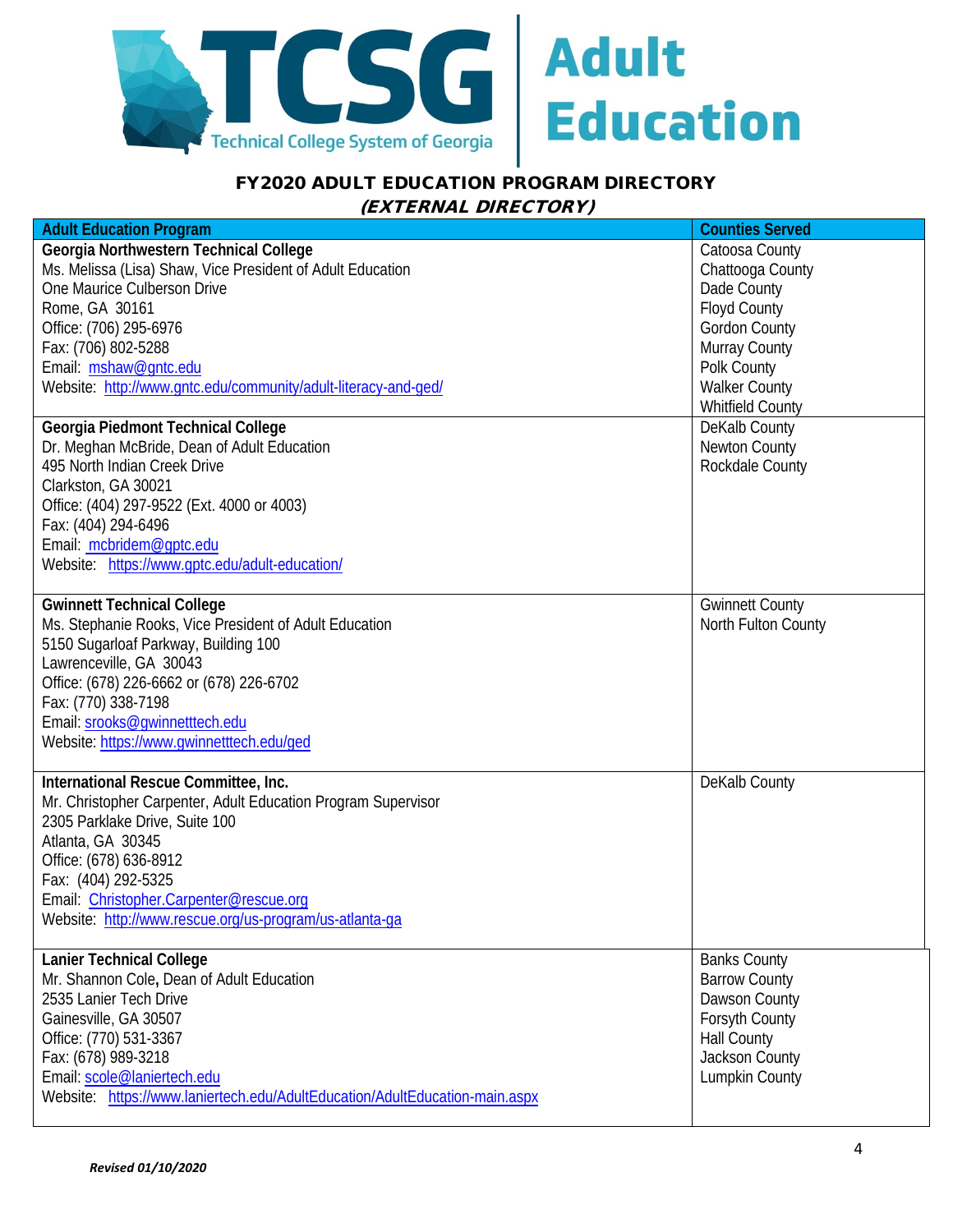# FY2020 ADULT EDUCATION PROGRAM DIRECTORY

## *(EXTERNAL DIRECTORY)*

| Adult Education Program | Counties Served |
| --- | --- |
| **Georgia Northwestern Technical College**<br>Ms. Melissa (Lisa) Shaw, Vice President of Adult Education<br>One Maurice Culberson Drive<br>Rome, GA 30161<br>Office: (706) 295-6976<br>Fax: (706) 802-5288<br>Email: mshaw@gntc.edu<br>Website: http://www.gntc.edu/community/adult-literacy-and-ged/ | Catoosa County<br>Chattooga County<br>Dade County<br>Floyd County<br>Gordon County<br>Murray County<br>Polk County<br>Walker County<br>Whitfield County |
| **Georgia Piedmont Technical College**<br>Dr. Meghan McBride, Dean of Adult Education<br>495 North Indian Creek Drive<br>Clarkston, GA 30021<br>Office: (404) 297-9522 (Ext. 4000 or 4003)<br>Fax: (404) 294-6496<br>Email: mcbridem@gptc.edu<br>Website: https://www.gptc.edu/adult-education/ | DeKalb County<br>Newton County<br>Rockdale County |
| **Gwinnett Technical College**<br>Ms. Stephanie Rooks, Vice President of Adult Education<br>5150 Sugarloaf Parkway, Building 100<br>Lawrenceville, GA 30043<br>Office: (678) 226-6662 or (678) 226-6702<br>Fax: (770) 338-7198<br>Email: srooks@gwinnetttech.edu<br>Website: https://www.gwinnetttech.edu/ged | Gwinnett County<br>North Fulton County |
| **International Rescue Committee, Inc.**<br>Mr. Christopher Carpenter, Adult Education Program Supervisor<br>2305 Parklake Drive, Suite 100<br>Atlanta, GA 30345<br>Office: (678) 636-8912<br>Fax: (404) 292-5325<br>Email: Christopher.Carpenter@rescue.org<br>Website: http://www.rescue.org/us-program/us-atlanta-ga | DeKalb County |
| **Lanier Technical College**<br>Mr. Shannon Cole, Dean of Adult Education<br>2535 Lanier Tech Drive<br>Gainesville, GA 30507<br>Office: (770) 531-3367<br>Fax: (678) 989-3218<br>Email: scole@laniertech.edu<br>Website: https://www.laniertech.edu/AdultEducation/AdultEducation-main.aspx | Banks County<br>Barrow County<br>Dawson County<br>Forsyth County<br>Hall County<br>Jackson County<br>Lumpkin County |

*Revised 01/10/2020*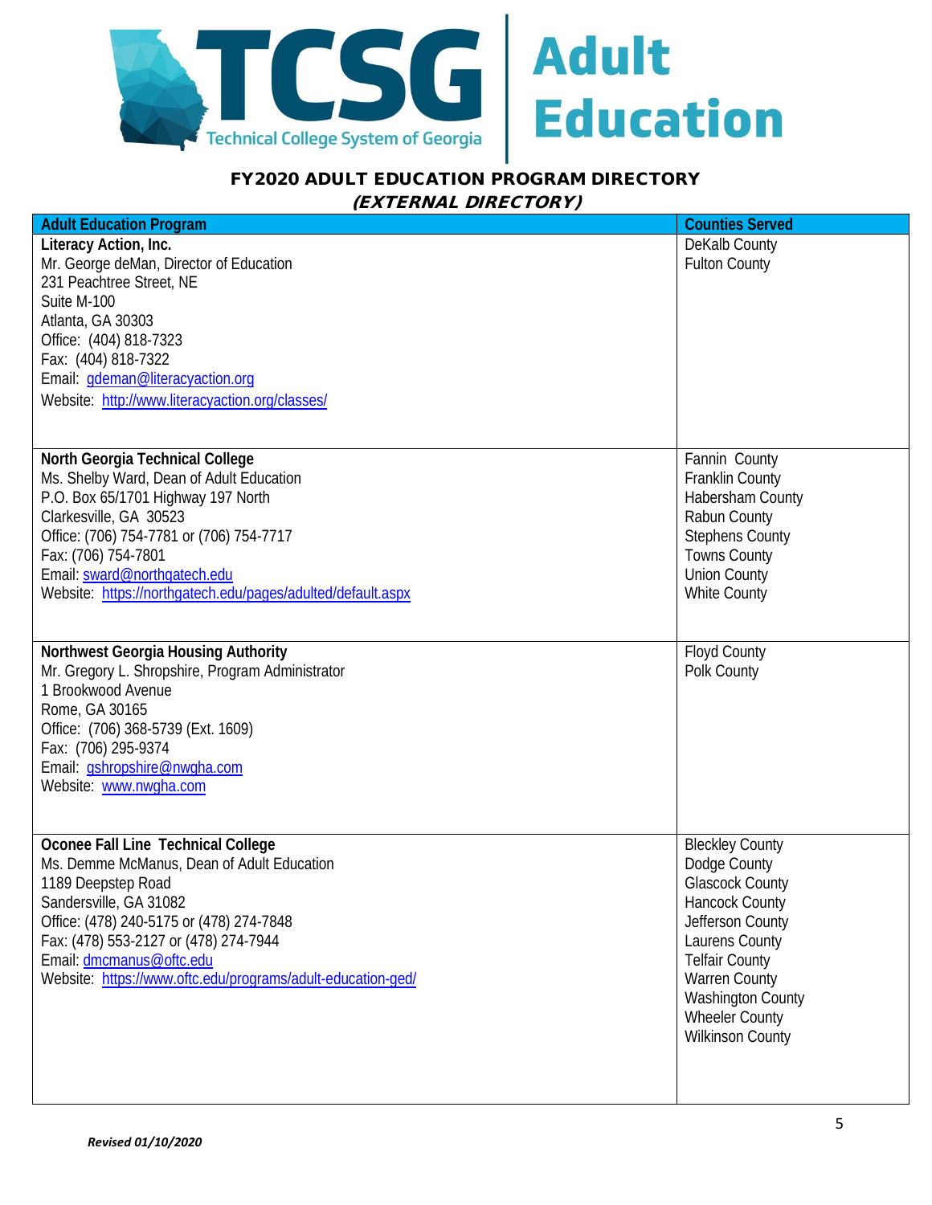# FY2020 ADULT EDUCATION PROGRAM DIRECTORY

## *(EXTERNAL DIRECTORY)*

| Adult Education Program | Counties Served |
|---|---|
| **Literacy Action, Inc.**<br>Mr. George deMan, Director of Education<br>231 Peachtree Street, NE<br>Suite M-100<br>Atlanta, GA 30303<br>Office: (404) 818-7323<br>Fax: (404) 818-7322<br>Email: gdeman@literacyaction.org<br>Website: http://www.literacyaction.org/classes/ | DeKalb County<br>Fulton County |
| **North Georgia Technical College**<br>Ms. Shelby Ward, Dean of Adult Education<br>P.O. Box 65/1701 Highway 197 North<br>Clarkesville, GA 30523<br>Office: (706) 754-7781 or (706) 754-7717<br>Fax: (706) 754-7801<br>Email: sward@northgatech.edu<br>Website: https://northgatech.edu/pages/adulted/default.aspx | Fannin County<br>Franklin County<br>Habersham County<br>Rabun County<br>Stephens County<br>Towns County<br>Union County<br>White County |
| **Northwest Georgia Housing Authority**<br>Mr. Gregory L. Shropshire, Program Administrator<br>1 Brookwood Avenue<br>Rome, GA 30165<br>Office: (706) 368-5739 (Ext. 1609)<br>Fax: (706) 295-9374<br>Email: gshropshire@nwgha.com<br>Website: www.nwgha.com | Floyd County<br>Polk County |
| **Oconee Fall Line Technical College**<br>Ms. Demme McManus, Dean of Adult Education<br>1189 Deepstep Road<br>Sandersville, GA 31082<br>Office: (478) 240-5175 or (478) 274-7848<br>Fax: (478) 553-2127 or (478) 274-7944<br>Email: dmcmanus@oftc.edu<br>Website: https://www.oftc.edu/programs/adult-education-ged/ | Bleckley County<br>Dodge County<br>Glascock County<br>Hancock County<br>Jefferson County<br>Laurens County<br>Telfair County<br>Warren County<br>Washington County<br>Wheeler County<br>Wilkinson County |

*Revised 01/10/2020*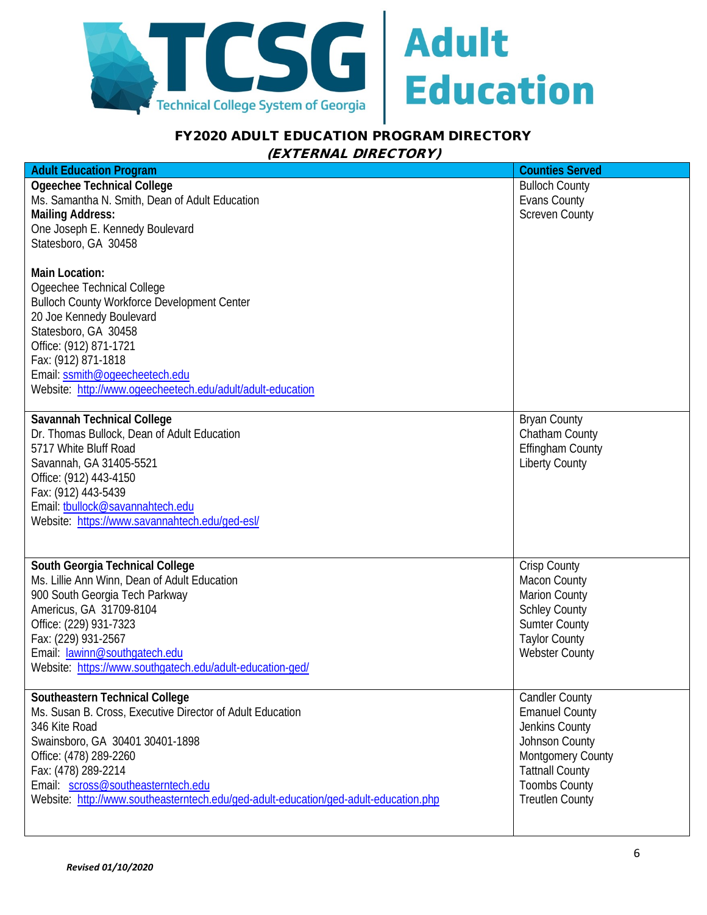TCSG Technical College System of Georgia | Adult Education

**FY2020 ADULT EDUCATION PROGRAM DIRECTORY**

***(EXTERNAL DIRECTORY)***

| Adult Education Program | Counties Served |
|---|---|
| **Ogeechee Technical College**<br>Ms. Samantha N. Smith, Dean of Adult Education<br>**Mailing Address:**<br>One Joseph E. Kennedy Boulevard<br>Statesboro, GA 30458<br><br>**Main Location:**<br>Ogeechee Technical College<br>Bulloch County Workforce Development Center<br>20 Joe Kennedy Boulevard<br>Statesboro, GA 30458<br>Office: (912) 871-1721<br>Fax: (912) 871-1818<br>Email: ssmith@ogeecheetech.edu<br>Website: http://www.ogeecheetech.edu/adult/adult-education | Bulloch County<br>Evans County<br>Screven County |
| **Savannah Technical College**<br>Dr. Thomas Bullock, Dean of Adult Education<br>5717 White Bluff Road<br>Savannah, GA 31405-5521<br>Office: (912) 443-4150<br>Fax: (912) 443-5439<br>Email: tbullock@savannahtech.edu<br>Website: https://www.savannahtech.edu/ged-esl/ | Bryan County<br>Chatham County<br>Effingham County<br>Liberty County |
| **South Georgia Technical College**<br>Ms. Lillie Ann Winn, Dean of Adult Education<br>900 South Georgia Tech Parkway<br>Americus, GA 31709-8104<br>Office: (229) 931-7323<br>Fax: (229) 931-2567<br>Email: lawinn@southgatech.edu<br>Website: https://www.southgatech.edu/adult-education-ged/ | Crisp County<br>Macon County<br>Marion County<br>Schley County<br>Sumter County<br>Taylor County<br>Webster County |
| **Southeastern Technical College**<br>Ms. Susan B. Cross, Executive Director of Adult Education<br>346 Kite Road<br>Swainsboro, GA 30401 30401-1898<br>Office: (478) 289-2260<br>Fax: (478) 289-2214<br>Email: scross@southeasterntech.edu<br>Website: http://www.southeasterntech.edu/ged-adult-education/ged-adult-education.php | Candler County<br>Emanuel County<br>Jenkins County<br>Johnson County<br>Montgomery County<br>Tattnall County<br>Toombs County<br>Treutlen County |

*Revised 01/10/2020*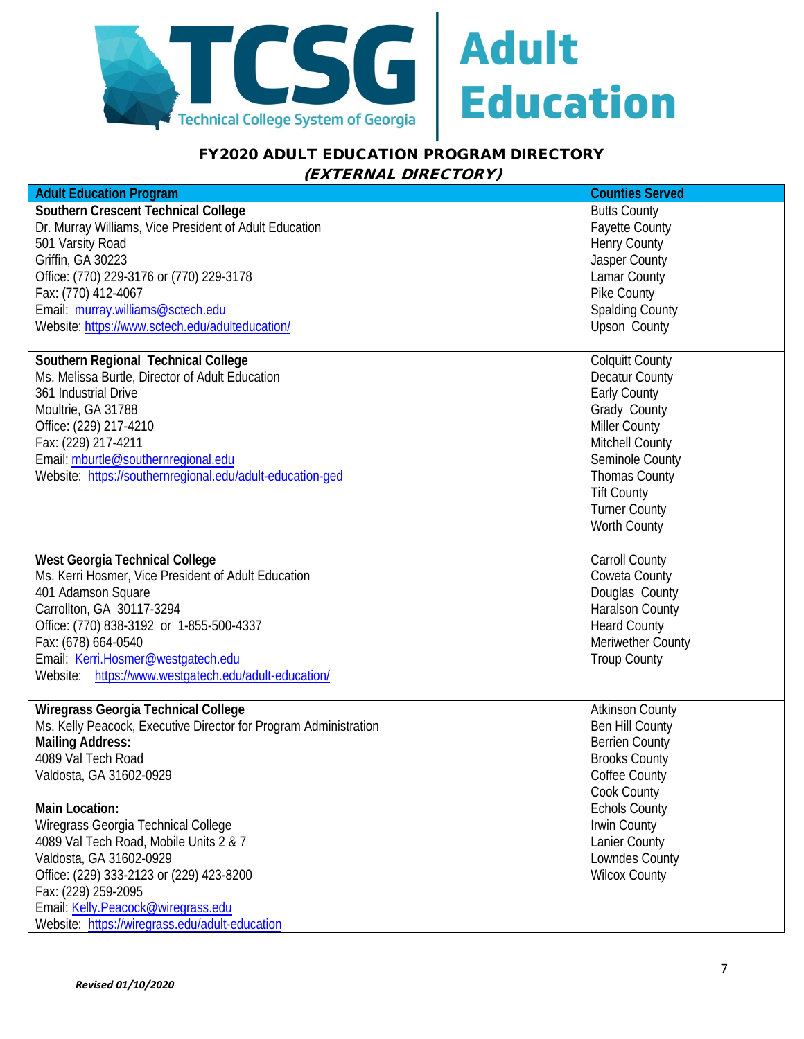# FY2020 ADULT EDUCATION PROGRAM DIRECTORY

## *(EXTERNAL DIRECTORY)*

| Adult Education Program | Counties Served |
|---|---|
| **Southern Crescent Technical College**<br>Dr. Murray Williams, Vice President of Adult Education<br>501 Varsity Road<br>Griffin, GA 30223<br>Office: (770) 229-3176 or (770) 229-3178<br>Fax: (770) 412-4067<br>Email: murray.williams@sctech.edu<br>Website: https://www.sctech.edu/adulteducation/ | Butts County<br>Fayette County<br>Henry County<br>Jasper County<br>Lamar County<br>Pike County<br>Spalding County<br>Upson County |
| **Southern Regional Technical College**<br>Ms. Melissa Burtle, Director of Adult Education<br>361 Industrial Drive<br>Moultrie, GA 31788<br>Office: (229) 217-4210<br>Fax: (229) 217-4211<br>Email: mburtle@southernregional.edu<br>Website: https://southernregional.edu/adult-education-ged | Colquitt County<br>Decatur County<br>Early County<br>Grady County<br>Miller County<br>Mitchell County<br>Seminole County<br>Thomas County<br>Tift County<br>Turner County<br>Worth County |
| **West Georgia Technical College**<br>Ms. Kerri Hosmer, Vice President of Adult Education<br>401 Adamson Square<br>Carrollton, GA 30117-3294<br>Office: (770) 838-3192 or 1-855-500-4337<br>Fax: (678) 664-0540<br>Email: Kerri.Hosmer@westgatech.edu<br>Website: https://www.westgatech.edu/adult-education/ | Carroll County<br>Coweta County<br>Douglas County<br>Haralson County<br>Heard County<br>Meriwether County<br>Troup County |
| **Wiregrass Georgia Technical College**<br>Ms. Kelly Peacock, Executive Director for Program Administration<br>**Mailing Address:**<br>4089 Val Tech Road<br>Valdosta, GA 31602-0929<br><br>**Main Location:**<br>Wiregrass Georgia Technical College<br>4089 Val Tech Road, Mobile Units 2 & 7<br>Valdosta, GA 31602-0929<br>Office: (229) 333-2123 or (229) 423-8200<br>Fax: (229) 259-2095<br>Email: Kelly.Peacock@wiregrass.edu<br>Website: https://wiregrass.edu/adult-education | Atkinson County<br>Ben Hill County<br>Berrien County<br>Brooks County<br>Coffee County<br>Cook County<br>Echols County<br>Irwin County<br>Lanier County<br>Lowndes County<br>Wilcox County |

*Revised 01/10/2020*